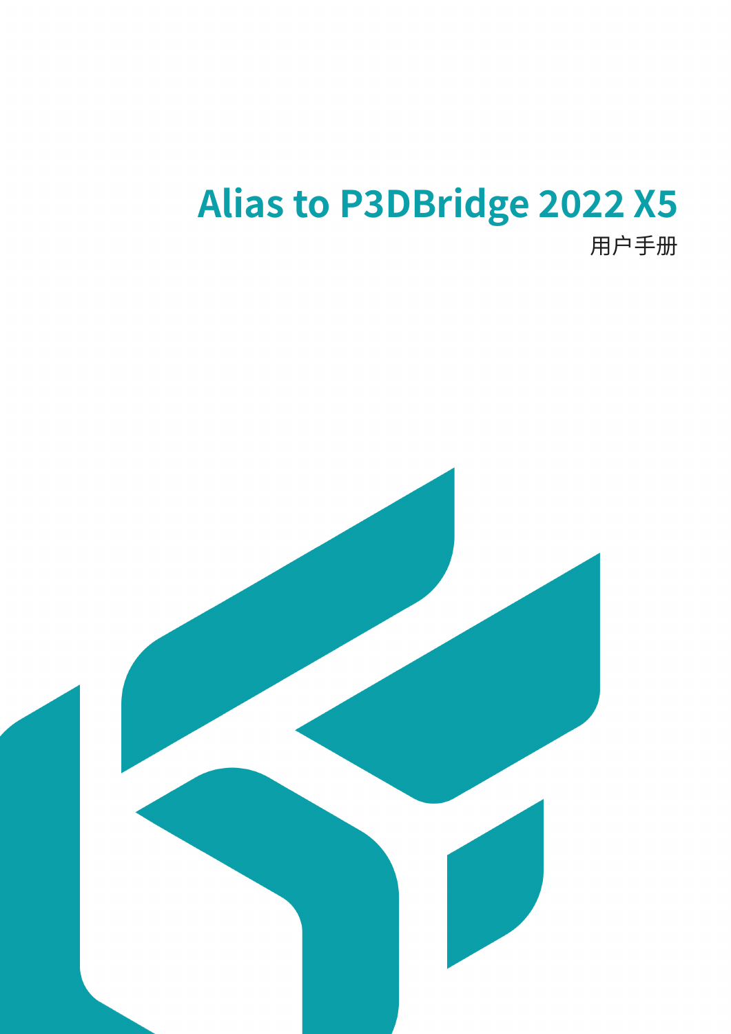# Alias to P3DBridge 2022 X5

用户手册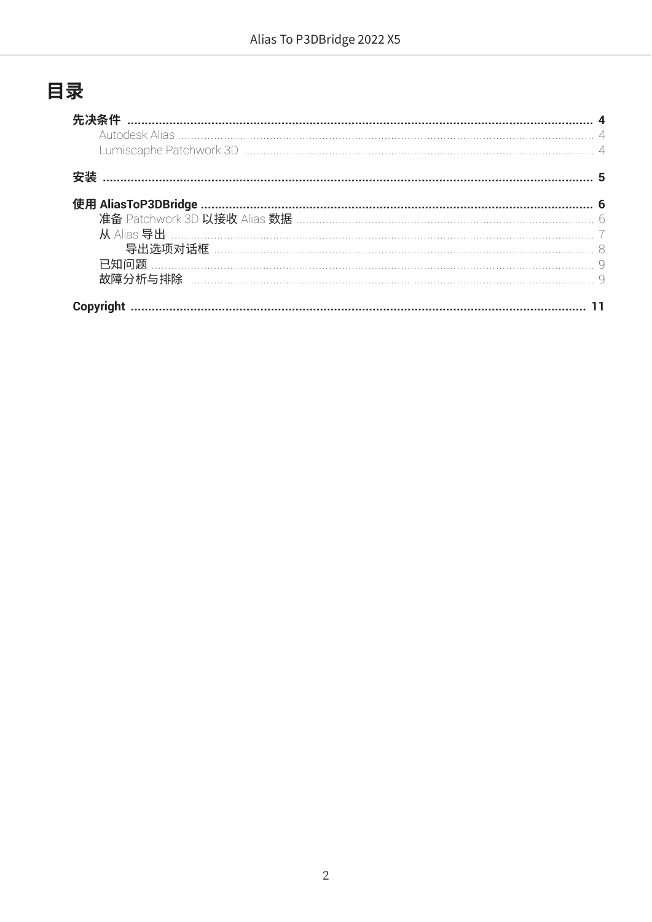# 目录

**先决条件** ... **4**
- Autodesk Alias ... 4
- Lumiscaphe Patchwork 3D ... 4

**安装** ... **5**

**使用 AliasToP3DBridge** ... **6**
- 准备 Patchwork 3D 以接收 Alias 数据 ... 6
- 从 Alias 导出 ... 7
  - 导出选项对话框 ... 8
- 已知问题 ... 9
- 故障分析与排除 ... 9

**Copyright** ... **11**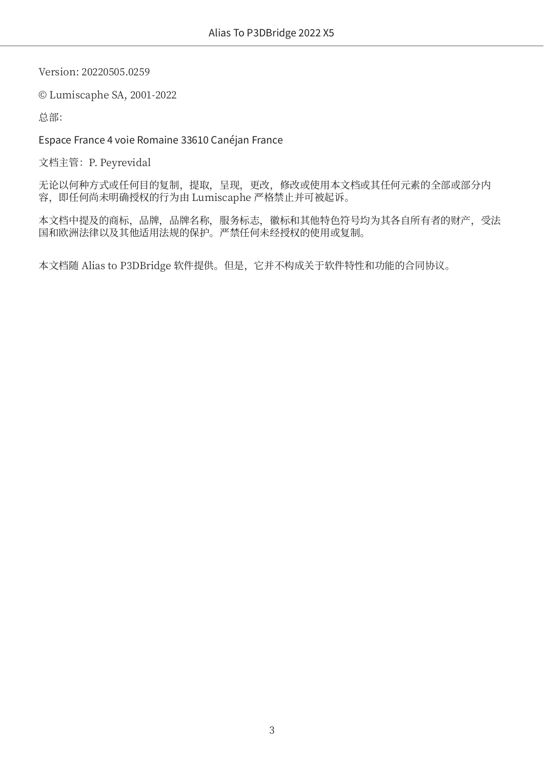Version: 20220505.0259

© Lumiscaphe SA, 2001-2022

总部:

Espace France 4 voie Romaine 33610 Canéjan France

文档主管：P. Peyrevidal

无论以何种方式或任何目的复制，提取，呈现，更改，修改或使用本文档或其任何元素的全部或部分内容，即任何尚未明确授权的行为由 Lumiscaphe 严格禁止并可被起诉。

本文档中提及的商标，品牌，品牌名称，服务标志，徽标和其他特色符号均为其各自所有者的财产，受法国和欧洲法律以及其他适用法规的保护。严禁任何未经授权的使用或复制。

本文档随 Alias to P3DBridge 软件提供。但是，它并不构成关于软件特性和功能的合同协议。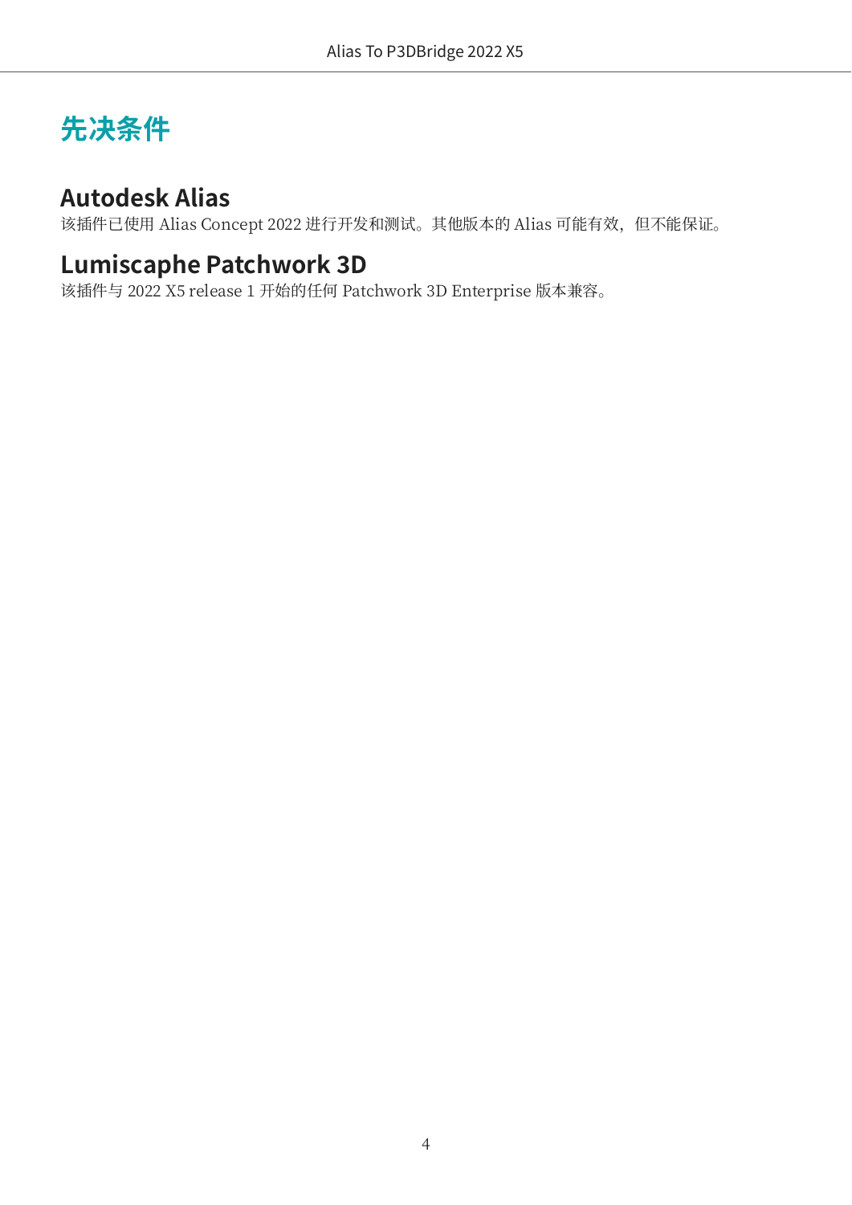# 先决条件

## Autodesk Alias

该插件已使用 Alias Concept 2022 进行开发和测试。其他版本的 Alias 可能有效，但不能保证。

## Lumiscaphe Patchwork 3D

该插件与 2022 X5 release 1 开始的任何 Patchwork 3D Enterprise 版本兼容。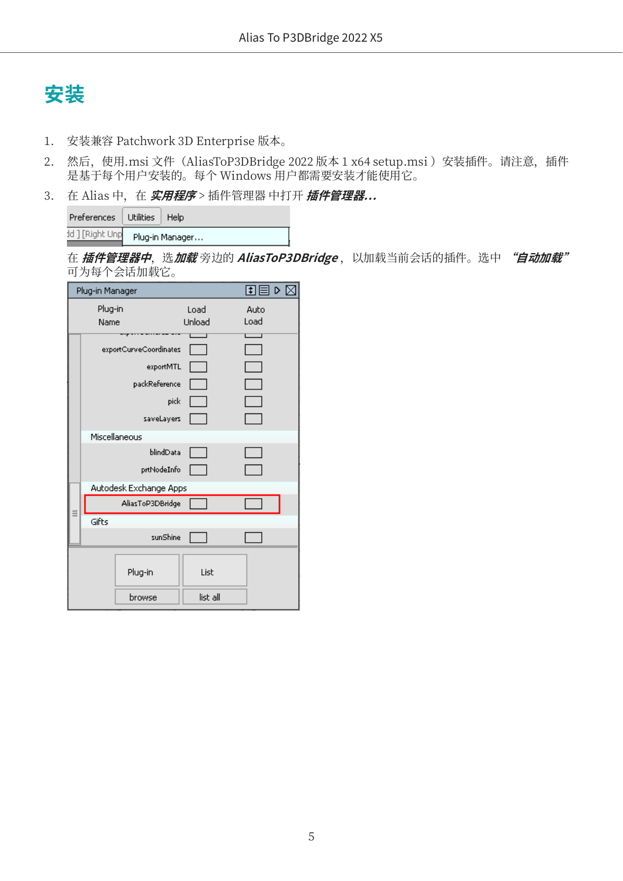# 安装

1. 安装兼容 Patchwork 3D Enterprise 版本。
2. 然后，使用.msi 文件（AliasToP3DBridge 2022 版本 1 x64 setup.msi ）安装插件。请注意，插件是基于每个用户安装的。每个 Windows 用户都需要安装才能使用它。
3. 在 Alias 中，在 ***实用程序*** > 插件管理器 中打开 ***插件管理器...***

   在 ***插件管理器中***，选 ***加载*** 旁边的 ***AliasToP3DBridge***，以加载当前会话的插件。选中 ***"自动加载"*** 可为每个会话加载它。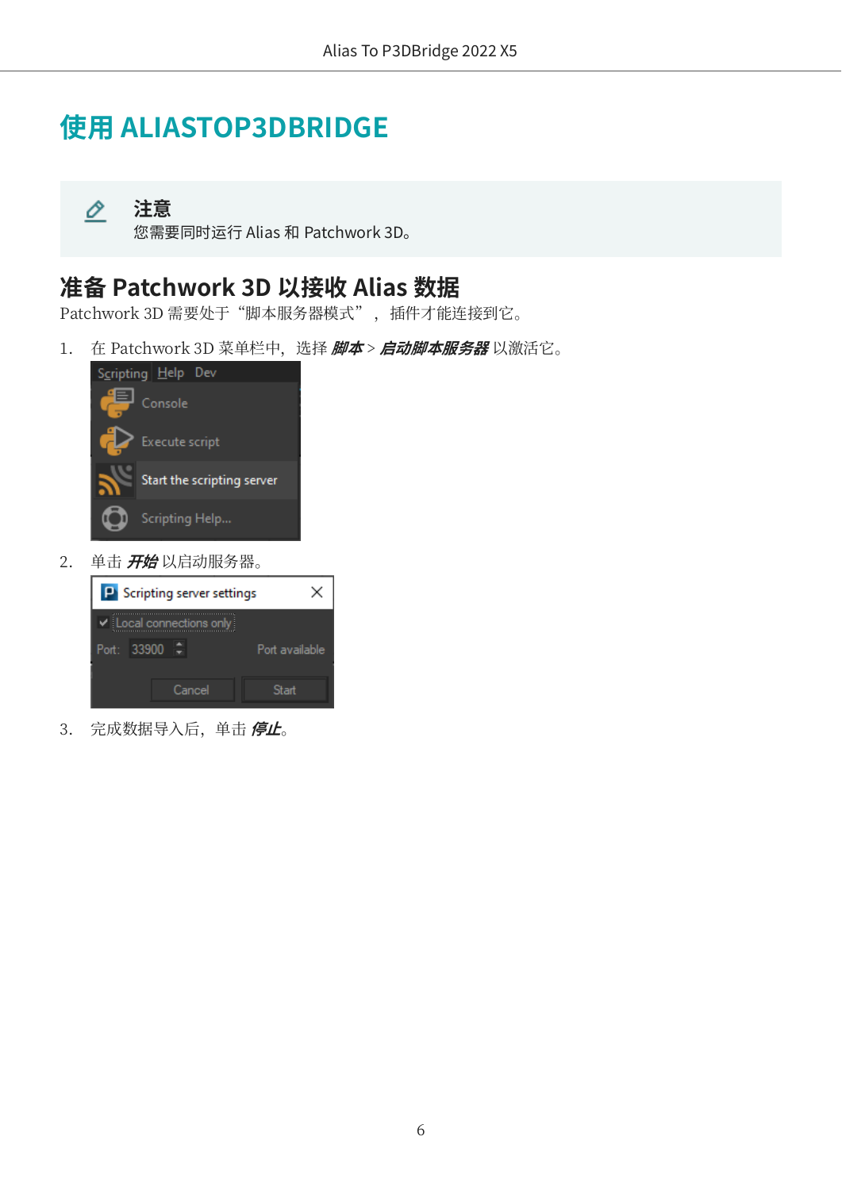# 使用 ALIASTOP3DBRIDGE

> **注意**
> 您需要同时运行 Alias 和 Patchwork 3D。

## 准备 Patchwork 3D 以接收 Alias 数据

Patchwork 3D 需要处于“脚本服务器模式”， 插件才能连接到它。

1. 在 Patchwork 3D 菜单栏中，选择 ***脚本*** > ***启动脚本服务器*** 以激活它。
2. 单击 ***开始*** 以启动服务器。
3. 完成数据导入后，单击 ***停止***。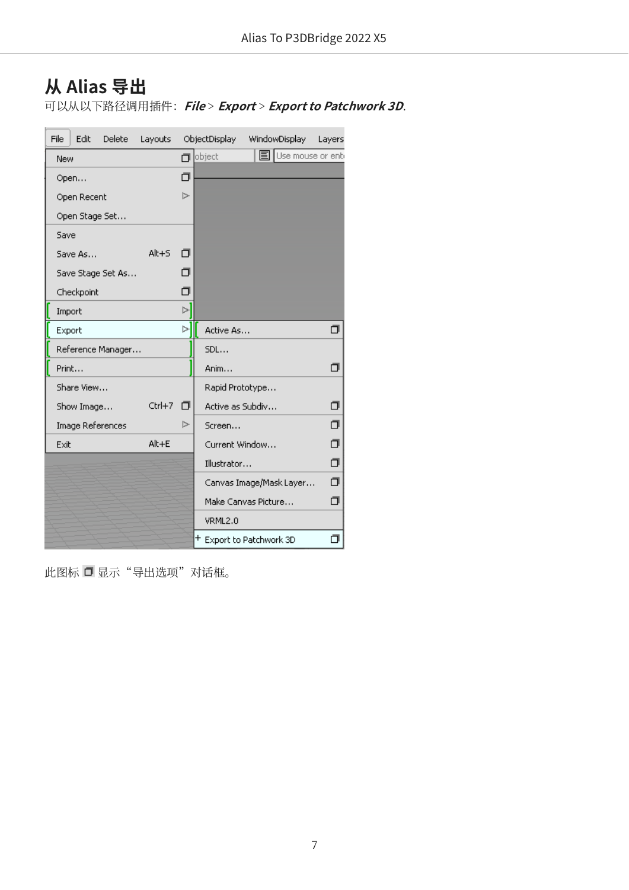# 从 Alias 导出

可以从以下路径调用插件：***File*** > ***Export*** > ***Export to Patchwork 3D***.

此图标 ☐ 显示“导出选项”对话框。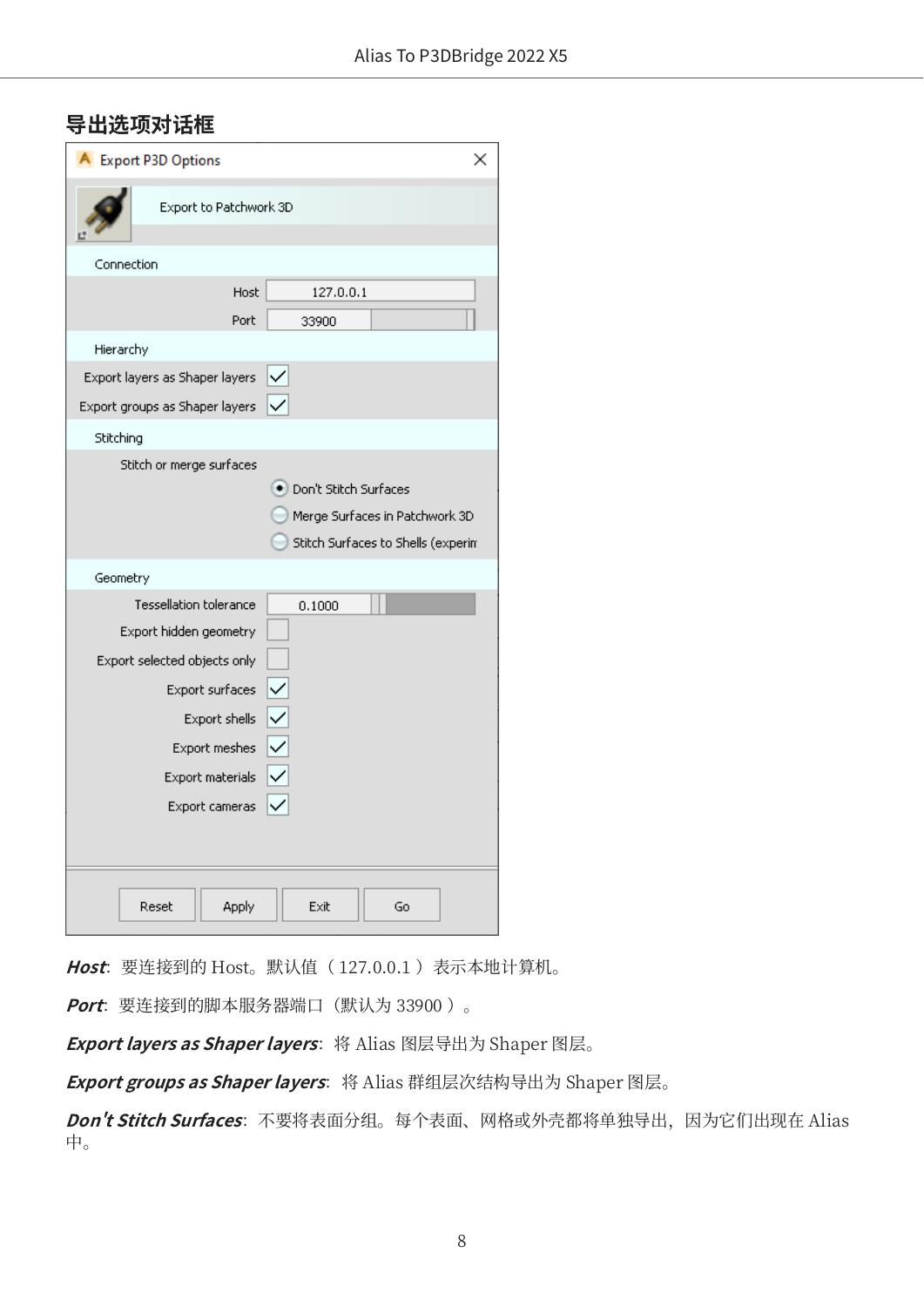## 导出选项对话框

Export P3D Options

Export to Patchwork 3D

Connection

Host 127.0.0.1

Port 33900

Hierarchy

Export layers as Shaper layers

Export groups as Shaper layers

Stitching

Stitch or merge surfaces

- Don't Stitch Surfaces
- Merge Surfaces in Patchwork 3D
- Stitch Surfaces to Shells (experin

Geometry

Tessellation tolerance 0.1000

Export hidden geometry

Export selected objects only

Export surfaces

Export shells

Export meshes

Export materials

Export cameras

Reset Apply Exit Go

***Host***: 要连接到的 Host。默认值（127.0.0.1）表示本地计算机。

***Port***: 要连接到的脚本服务器端口（默认为 33900）。

***Export layers as Shaper layers***: 将 Alias 图层导出为 Shaper 图层。

***Export groups as Shaper layers***: 将 Alias 群组层次结构导出为 Shaper 图层。

***Don't Stitch Surfaces***: 不要将表面分组。每个表面、网格或外壳都将单独导出，因为它们出现在 Alias 中。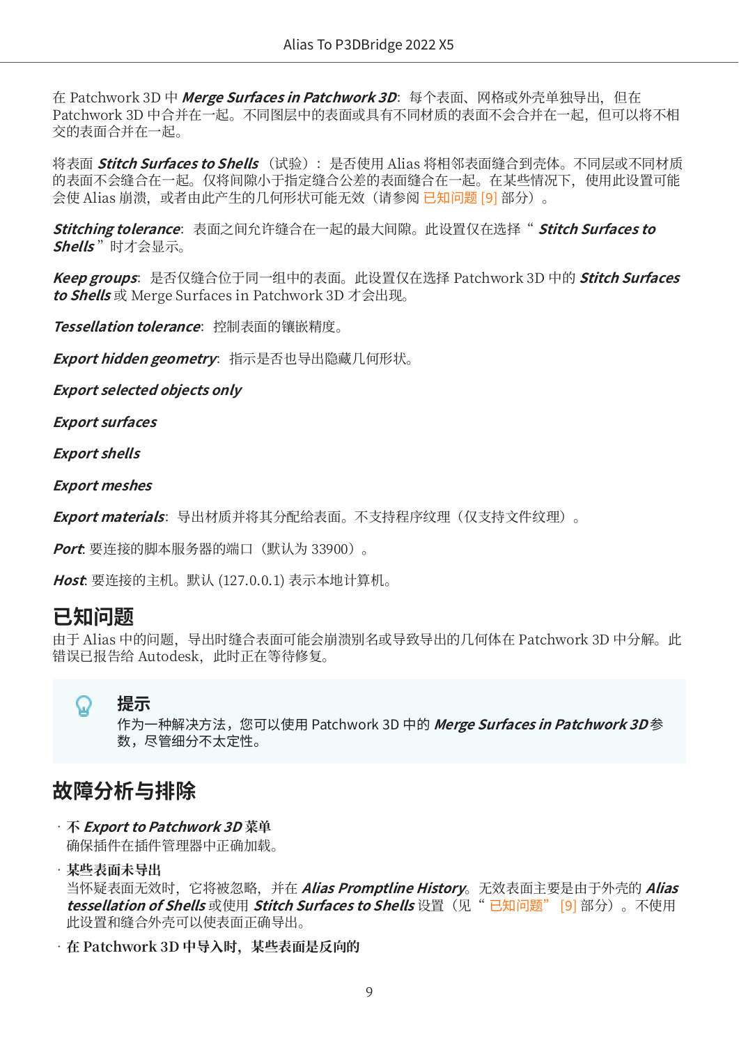在 Patchwork 3D 中 ***Merge Surfaces in Patchwork 3D***：每个表面、网格或外壳单独导出，但在 Patchwork 3D 中合并在一起。不同图层中的表面或具有不同材质的表面不会合并在一起，但可以将不相交的表面合并在一起。

将表面 ***Stitch Surfaces to Shells***（试验）：是否使用 Alias 将相邻表面缝合到壳体。不同层或不同材质的表面不会缝合在一起。仅将间隙小于指定缝合公差的表面缝合在一起。在某些情况下，使用此设置可能会使 Alias 崩溃，或者由此产生的几何形状可能无效（请参阅 已知问题 [9] 部分）。

***Stitching tolerance***：表面之间允许缝合在一起的最大间隙。此设置仅在选择 " ***Stitch Surfaces to Shells*** " 时才会显示。

***Keep groups***：是否仅缝合位于同一组中的表面。此设置仅在选择 Patchwork 3D 中的 ***Stitch Surfaces to Shells*** 或 Merge Surfaces in Patchwork 3D 才会出现。

***Tessellation tolerance***：控制表面的镶嵌精度。

***Export hidden geometry***：指示是否也导出隐藏几何形状。

***Export selected objects only***

***Export surfaces***

***Export shells***

***Export meshes***

***Export materials***：导出材质并将其分配给表面。不支持程序纹理（仅支持文件纹理）。

***Port***：要连接的脚本服务器的端口（默认为 33900）。

***Host***：要连接的主机。默认 (127.0.0.1) 表示本地计算机。

## 已知问题

由于 Alias 中的问题，导出时缝合表面可能会崩溃别名或导致导出的几何体在 Patchwork 3D 中分解。此错误已报告给 Autodesk，此时正在等待修复。

> **提示**
>
> 作为一种解决方法，您可以使用 Patchwork 3D 中的 ***Merge Surfaces in Patchwork 3D*** 参数，尽管细分不太定性。

## 故障分析与排除

- **不 *Export to Patchwork 3D* 菜单**
  确保插件在插件管理器中正确加载。
- **某些表面未导出**
  当怀疑表面无效时，它将被忽略，并在 ***Alias Promptline History***。无效表面主要是由于外壳的 ***Alias tessellation of Shells*** 或使用 ***Stitch Surfaces to Shells*** 设置（见 " 已知问题" [9] 部分）。不使用此设置和缝合外壳可以使表面正确导出。
- **在 Patchwork 3D 中导入时，某些表面是反向的**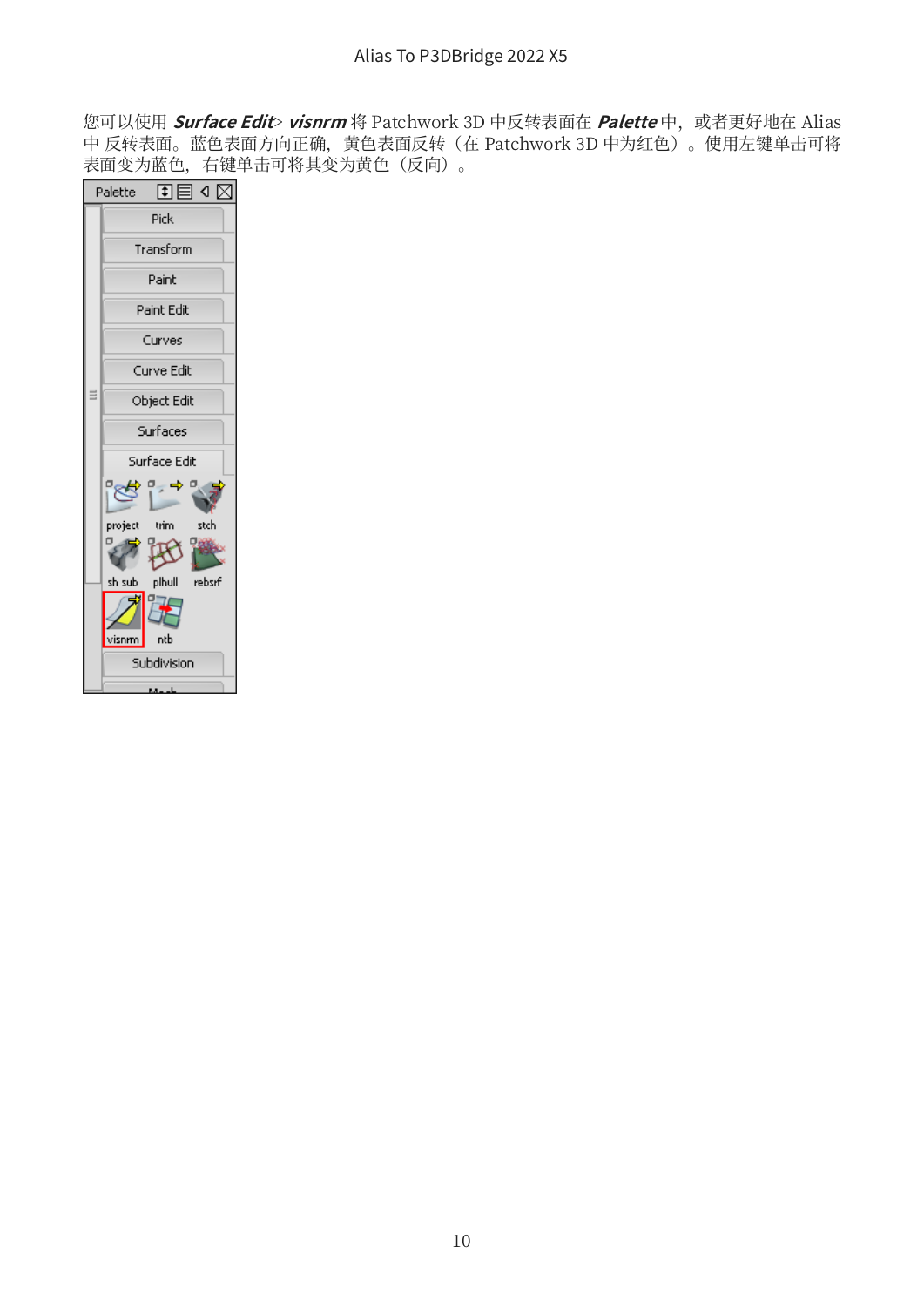您可以使用 ***Surface Edit***> ***visnrm*** 将 Patchwork 3D 中反转表面在 ***Palette*** 中，或者更好地在 Alias 中 反转表面。蓝色表面方向正确，黄色表面反转（在 Patchwork 3D 中为红色）。使用左键单击可将表面变为蓝色，右键单击可将其变为黄色（反向）。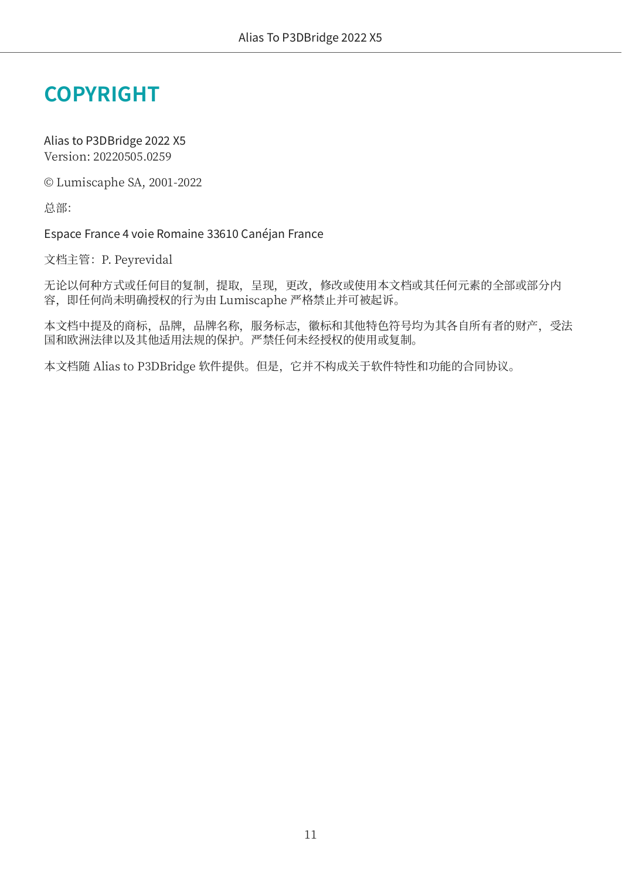# COPYRIGHT

Alias to P3DBridge 2022 X5
Version: 20220505.0259

© Lumiscaphe SA, 2001-2022

总部:

Espace France 4 voie Romaine 33610 Canéjan France

文档主管：P. Peyrevidal

无论以何种方式或任何目的复制，提取，呈现，更改，修改或使用本文档或其任何元素的全部或部分内容，即任何尚未明确授权的行为由 Lumiscaphe 严格禁止并可被起诉。

本文档中提及的商标，品牌，品牌名称，服务标志，徽标和其他特色符号均为其各自所有者的财产，受法国和欧洲法律以及其他适用法规的保护。严禁任何未经授权的使用或复制。

本文档随 Alias to P3DBridge 软件提供。但是，它并不构成关于软件特性和功能的合同协议。